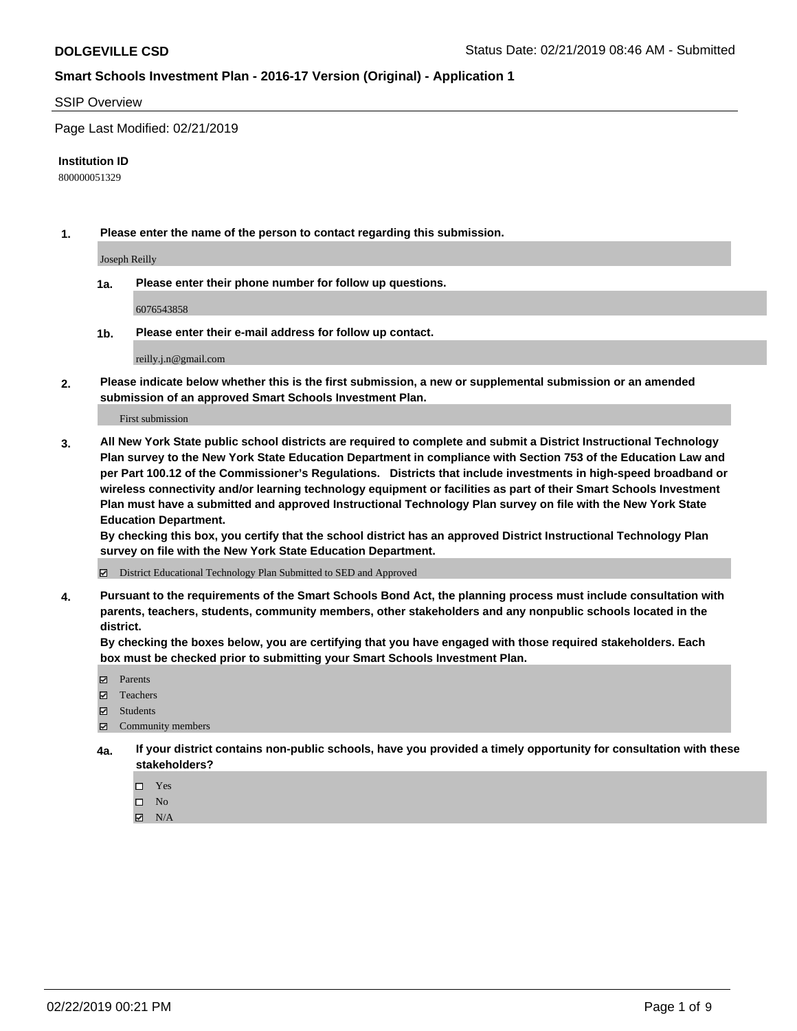**DOLGEVILLE CSD** Status Date: 02/21/2019 08:46 AM - Submitted

## Smart Schools Investment Plan - 2016-17 Version (Original) - Application 1

SSIP Overview

Page Last Modified: 02/21/2019

**Institution ID**

800000051329

**1. Please enter the name of the person to contact regarding this submission.**

Joseph Reilly

**1a. Please enter their phone number for follow up questions.**

6076543858

**1b. Please enter their e-mail address for follow up contact.**

reilly.j.n@gmail.com

**2. Please indicate below whether this is the first submission, a new or supplemental submission or an amended submission of an approved Smart Schools Investment Plan.**

First submission

**3. All New York State public school districts are required to complete and submit a District Instructional Technology Plan survey to the New York State Education Department in compliance with Section 753 of the Education Law and per Part 100.12 of the Commissioner's Regulations. Districts that include investments in high-speed broadband or wireless connectivity and/or learning technology equipment or facilities as part of their Smart Schools Investment Plan must have a submitted and approved Instructional Technology Plan survey on file with the New York State Education Department.**
**By checking this box, you certify that the school district has an approved District Instructional Technology Plan survey on file with the New York State Education Department.**

☑ District Educational Technology Plan Submitted to SED and Approved

**4. Pursuant to the requirements of the Smart Schools Bond Act, the planning process must include consultation with parents, teachers, students, community members, other stakeholders and any nonpublic schools located in the district.**
**By checking the boxes below, you are certifying that you have engaged with those required stakeholders. Each box must be checked prior to submitting your Smart Schools Investment Plan.**

☑ Parents
☑ Teachers
☑ Students
☑ Community members

**4a. If your district contains non-public schools, have you provided a timely opportunity for consultation with these stakeholders?**

☐ Yes
☐ No
☑ N/A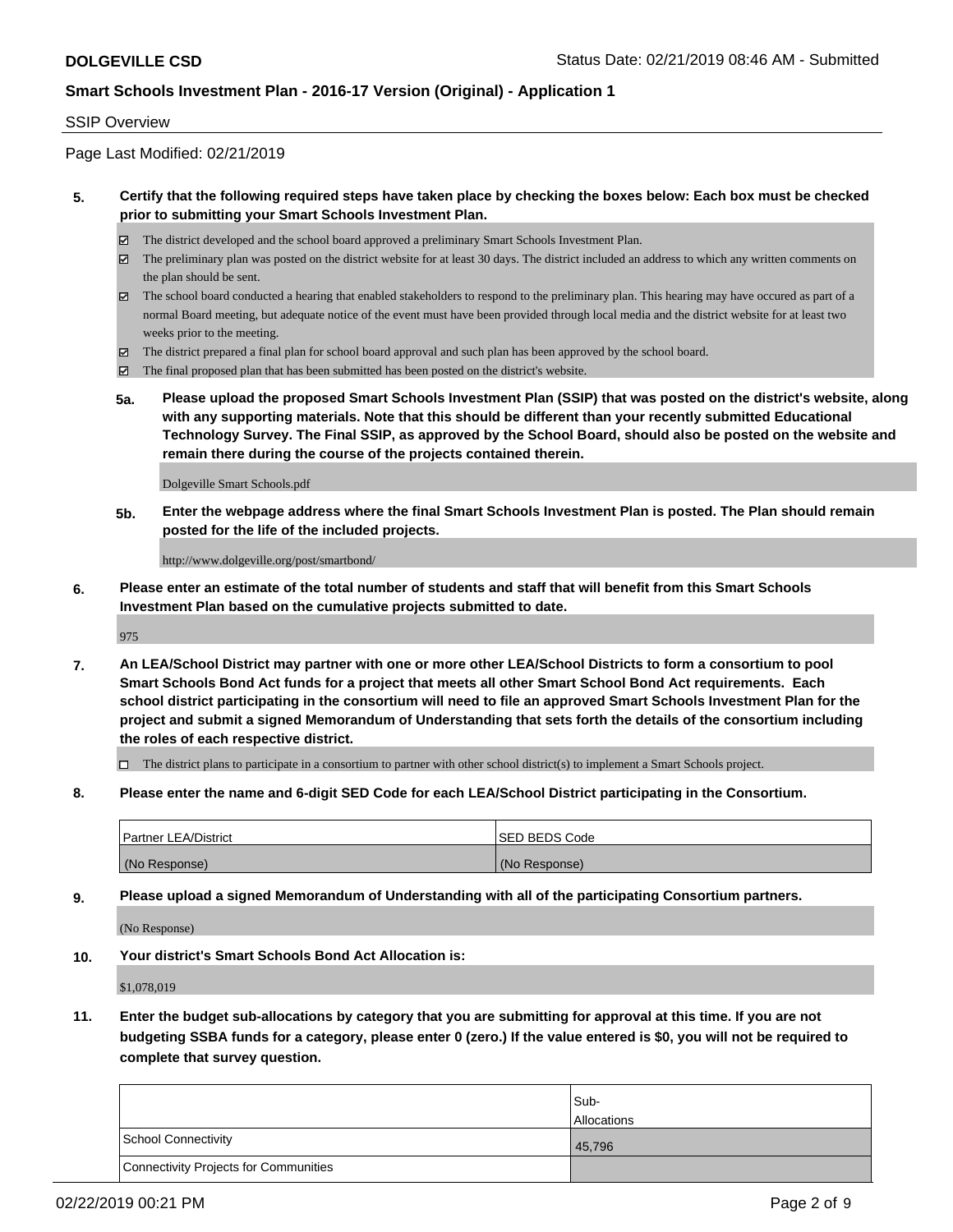## SSIP Overview

Page Last Modified: 02/21/2019

**5. Certify that the following required steps have taken place by checking the boxes below: Each box must be checked prior to submitting your Smart Schools Investment Plan.**

- ☑ The district developed and the school board approved a preliminary Smart Schools Investment Plan.
- ☑ The preliminary plan was posted on the district website for at least 30 days. The district included an address to which any written comments on the plan should be sent.
- ☑ The school board conducted a hearing that enabled stakeholders to respond to the preliminary plan. This hearing may have occured as part of a normal Board meeting, but adequate notice of the event must have been provided through local media and the district website for at least two weeks prior to the meeting.
- ☑ The district prepared a final plan for school board approval and such plan has been approved by the school board.
- ☑ The final proposed plan that has been submitted has been posted on the district's website.

**5a. Please upload the proposed Smart Schools Investment Plan (SSIP) that was posted on the district's website, along with any supporting materials. Note that this should be different than your recently submitted Educational Technology Survey. The Final SSIP, as approved by the School Board, should also be posted on the website and remain there during the course of the projects contained therein.**

Dolgeville Smart Schools.pdf

**5b. Enter the webpage address where the final Smart Schools Investment Plan is posted. The Plan should remain posted for the life of the included projects.**

http://www.dolgeville.org/post/smartbond/

**6. Please enter an estimate of the total number of students and staff that will benefit from this Smart Schools Investment Plan based on the cumulative projects submitted to date.**

975

**7. An LEA/School District may partner with one or more other LEA/School Districts to form a consortium to pool Smart Schools Bond Act funds for a project that meets all other Smart School Bond Act requirements. Each school district participating in the consortium will need to file an approved Smart Schools Investment Plan for the project and submit a signed Memorandum of Understanding that sets forth the details of the consortium including the roles of each respective district.**

- ☐ The district plans to participate in a consortium to partner with other school district(s) to implement a Smart Schools project.

**8. Please enter the name and 6-digit SED Code for each LEA/School District participating in the Consortium.**

| Partner LEA/District | SED BEDS Code |
| --- | --- |
| (No Response) | (No Response) |

**9. Please upload a signed Memorandum of Understanding with all of the participating Consortium partners.**

(No Response)

**10. Your district's Smart Schools Bond Act Allocation is:**

$1,078,019

**11. Enter the budget sub-allocations by category that you are submitting for approval at this time. If you are not budgeting SSBA funds for a category, please enter 0 (zero.) If the value entered is $0, you will not be required to complete that survey question.**

| | Sub-Allocations |
| --- | --- |
| School Connectivity | 45,796 |
| Connectivity Projects for Communities | |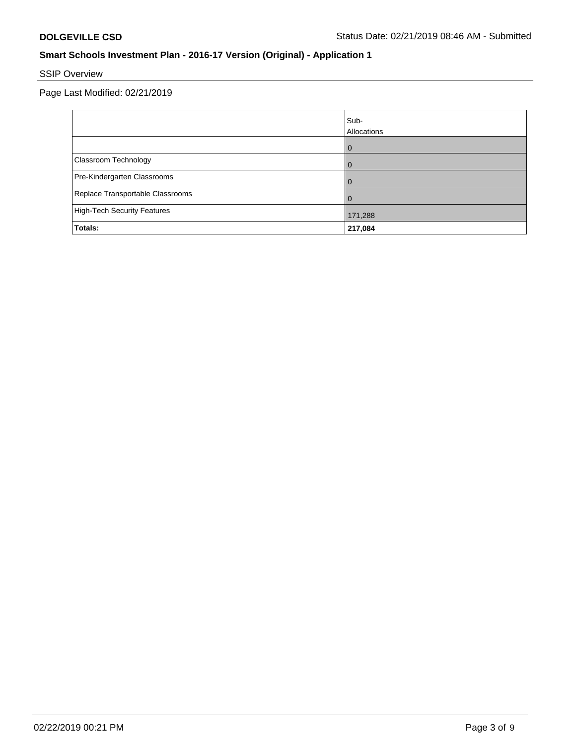**DOLGEVILLE CSD** Status Date: 02/21/2019 08:46 AM - Submitted

## Smart Schools Investment Plan - 2016-17 Version (Original) - Application 1

SSIP Overview

Page Last Modified: 02/21/2019

| | Sub-Allocations |
|---|---|
| | 0 |
| Classroom Technology | 0 |
| Pre-Kindergarten Classrooms | 0 |
| Replace Transportable Classrooms | 0 |
| High-Tech Security Features | 171,288 |
| **Totals:** | **217,084** |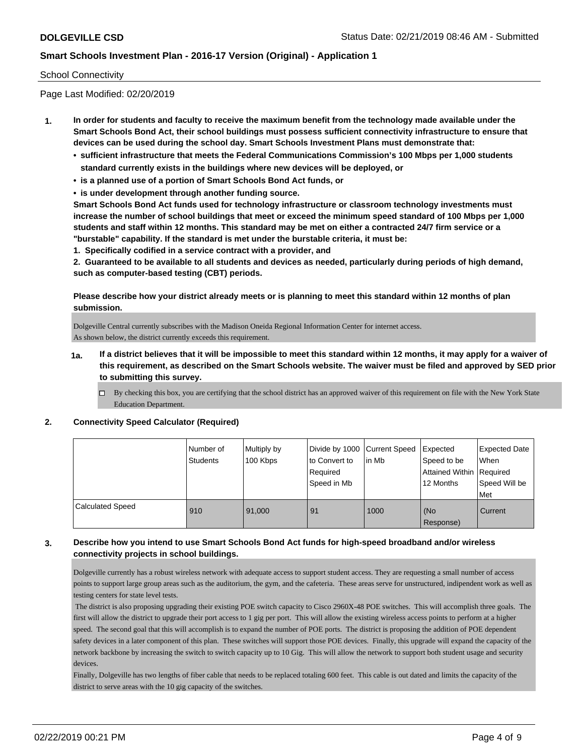School Connectivity

Page Last Modified: 02/20/2019

1. **In order for students and faculty to receive the maximum benefit from the technology made available under the Smart Schools Bond Act, their school buildings must possess sufficient connectivity infrastructure to ensure that devices can be used during the school day. Smart Schools Investment Plans must demonstrate that:**
   - **sufficient infrastructure that meets the Federal Communications Commission's 100 Mbps per 1,000 students standard currently exists in the buildings where new devices will be deployed, or**
   - **is a planned use of a portion of Smart Schools Bond Act funds, or**
   - **is under development through another funding source.**

   **Smart Schools Bond Act funds used for technology infrastructure or classroom technology investments must increase the number of school buildings that meet or exceed the minimum speed standard of 100 Mbps per 1,000 students and staff within 12 months. This standard may be met on either a contracted 24/7 firm service or a "burstable" capability. If the standard is met under the burstable criteria, it must be:**

   **1. Specifically codified in a service contract with a provider, and**

   **2. Guaranteed to be available to all students and devices as needed, particularly during periods of high demand, such as computer-based testing (CBT) periods.**

   **Please describe how your district already meets or is planning to meet this standard within 12 months of plan submission.**

   Dolgeville Central currently subscribes with the Madison Oneida Regional Information Center for internet access.
   As shown below, the district currently exceeds this requirement.

   **1a. If a district believes that it will be impossible to meet this standard within 12 months, it may apply for a waiver of this requirement, as described on the Smart Schools website. The waiver must be filed and approved by SED prior to submitting this survey.**

   ☐ By checking this box, you are certifying that the school district has an approved waiver of this requirement on file with the New York State Education Department.

2. **Connectivity Speed Calculator (Required)**

| | Number of Students | Multiply by 100 Kbps | Divide by 1000 to Convert to Required Speed in Mb | Current Speed in Mb | Expected Speed to be Attained Within 12 Months | Expected Date When Required Speed Will be Met |
|---|---|---|---|---|---|---|
| Calculated Speed | 910 | 91,000 | 91 | 1000 | (No Response) | Current |

3. **Describe how you intend to use Smart Schools Bond Act funds for high-speed broadband and/or wireless connectivity projects in school buildings.**

   Dolgeville currently has a robust wireless network with adequate access to support student access. They are requesting a small number of access points to support large group areas such as the auditorium, the gym, and the cafeteria. These areas serve for unstructured, indipendent work as well as testing centers for state level tests.

   The district is also proposing upgrading their existing POE switch capacity to Cisco 2960X-48 POE switches. This will accomplish three goals. The first will allow the district to upgrade their port access to 1 gig per port. This will allow the existing wireless access points to perform at a higher speed. The second goal that this will accomplish is to expand the number of POE ports. The district is proposing the addition of POE dependent safety devices in a later component of this plan. These switches will support those POE devices. Finally, this upgrade will expand the capacity of the network backbone by increasing the switch to switch capacity up to 10 Gig. This will allow the network to support both student usage and security devices.

   Finally, Dolgeville has two lengths of fiber cable that needs to be replaced totaling 600 feet. This cable is out dated and limits the capacity of the district to serve areas with the 10 gig capacity of the switches.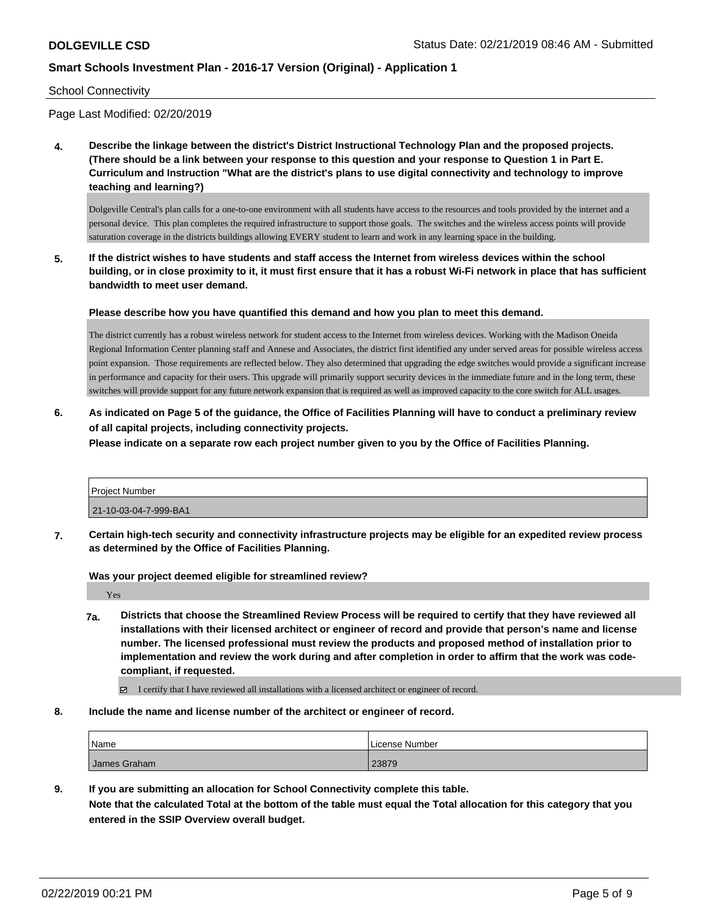School Connectivity

Page Last Modified: 02/20/2019

**4. Describe the linkage between the district's District Instructional Technology Plan and the proposed projects. (There should be a link between your response to this question and your response to Question 1 in Part E. Curriculum and Instruction "What are the district's plans to use digital connectivity and technology to improve teaching and learning?)**

Dolgeville Central's plan calls for a one-to-one environment with all students have access to the resources and tools provided by the internet and a personal device. This plan completes the required infrastructure to support those goals. The switches and the wireless access points will provide saturation coverage in the districts buildings allowing EVERY student to learn and work in any learning space in the building.

**5. If the district wishes to have students and staff access the Internet from wireless devices within the school building, or in close proximity to it, it must first ensure that it has a robust Wi-Fi network in place that has sufficient bandwidth to meet user demand.**

**Please describe how you have quantified this demand and how you plan to meet this demand.**

The district currently has a robust wireless network for student access to the Internet from wireless devices. Working with the Madison Oneida Regional Information Center planning staff and Annese and Associates, the district first identified any under served areas for possible wireless access point expansion. Those requirements are reflected below. They also determined that upgrading the edge switches would provide a significant increase in performance and capacity for their users. This upgrade will primarily support security devices in the immediate future and in the long term, these switches will provide support for any future network expansion that is required as well as improved capacity to the core switch for ALL usages.

**6. As indicated on Page 5 of the guidance, the Office of Facilities Planning will have to conduct a preliminary review of all capital projects, including connectivity projects.**
**Please indicate on a separate row each project number given to you by the Office of Facilities Planning.**

| Project Number |
|---|
| 21-10-03-04-7-999-BA1 |

**7. Certain high-tech security and connectivity infrastructure projects may be eligible for an expedited review process as determined by the Office of Facilities Planning.**

**Was your project deemed eligible for streamlined review?**

Yes

**7a. Districts that choose the Streamlined Review Process will be required to certify that they have reviewed all installations with their licensed architect or engineer of record and provide that person's name and license number. The licensed professional must review the products and proposed method of installation prior to implementation and review the work during and after completion in order to affirm that the work was code-compliant, if requested.**

☑ I certify that I have reviewed all installations with a licensed architect or engineer of record.

**8. Include the name and license number of the architect or engineer of record.**

| Name | License Number |
|---|---|
| James Graham | 23879 |

**9. If you are submitting an allocation for School Connectivity complete this table.**
**Note that the calculated Total at the bottom of the table must equal the Total allocation for this category that you entered in the SSIP Overview overall budget.**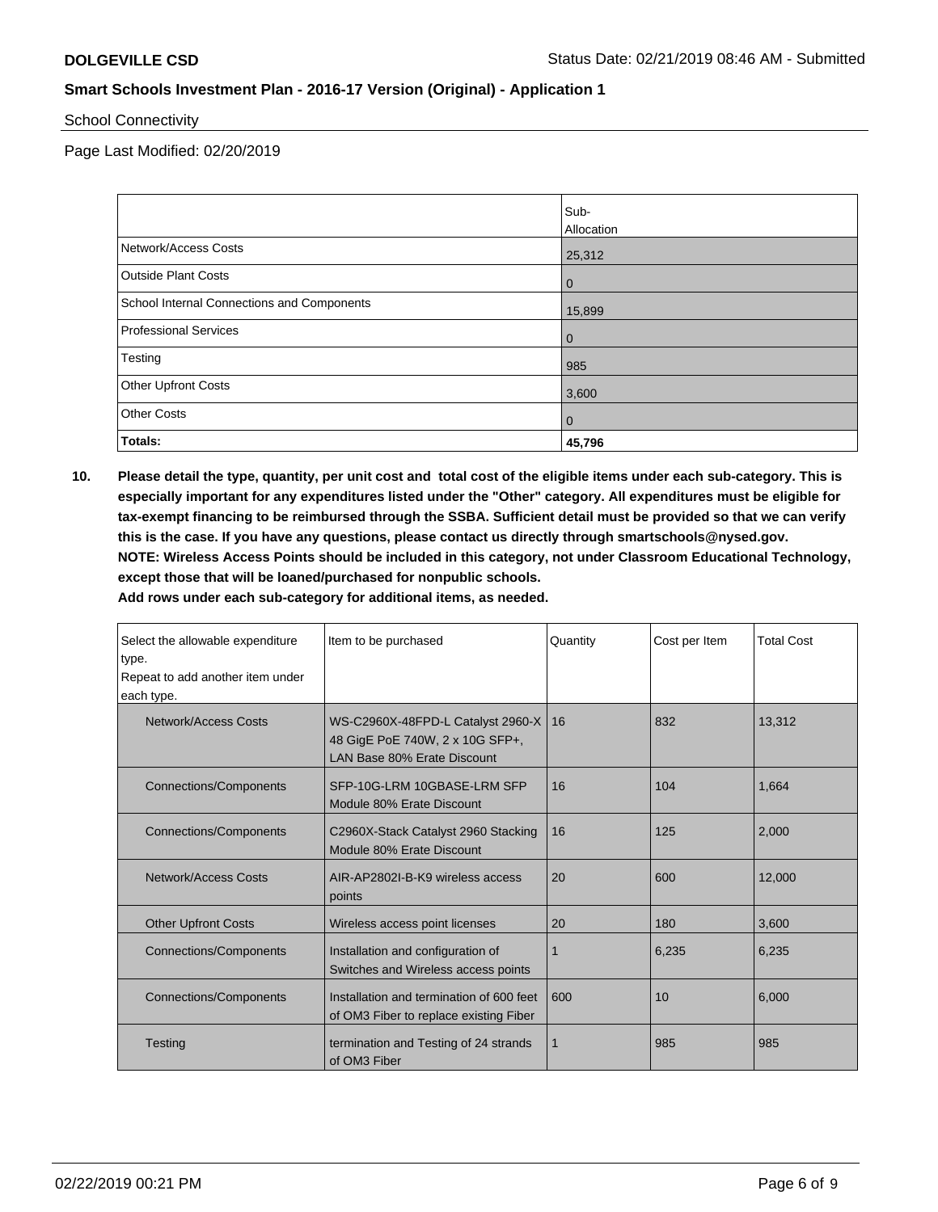School Connectivity

Page Last Modified: 02/20/2019

| | Sub-Allocation |
|---|---|
| Network/Access Costs | 25,312 |
| Outside Plant Costs | 0 |
| School Internal Connections and Components | 15,899 |
| Professional Services | 0 |
| Testing | 985 |
| Other Upfront Costs | 3,600 |
| Other Costs | 0 |
| **Totals:** | **45,796** |

**10. Please detail the type, quantity, per unit cost and total cost of the eligible items under each sub-category. This is especially important for any expenditures listed under the "Other" category. All expenditures must be eligible for tax-exempt financing to be reimbursed through the SSBA. Sufficient detail must be provided so that we can verify this is the case. If you have any questions, please contact us directly through smartschools@nysed.gov.**
**NOTE: Wireless Access Points should be included in this category, not under Classroom Educational Technology, except those that will be loaned/purchased for nonpublic schools.**
**Add rows under each sub-category for additional items, as needed.**

| Select the allowable expenditure type. Repeat to add another item under each type. | Item to be purchased | Quantity | Cost per Item | Total Cost |
|---|---|---|---|---|
| Network/Access Costs | WS-C2960X-48FPD-L Catalyst 2960-X 48 GigE PoE 740W, 2 x 10G SFP+, LAN Base 80% Erate Discount | 16 | 832 | 13,312 |
| Connections/Components | SFP-10G-LRM 10GBASE-LRM SFP Module 80% Erate Discount | 16 | 104 | 1,664 |
| Connections/Components | C2960X-Stack Catalyst 2960 Stacking Module 80% Erate Discount | 16 | 125 | 2,000 |
| Network/Access Costs | AIR-AP2802I-B-K9 wireless access points | 20 | 600 | 12,000 |
| Other Upfront Costs | Wireless access point licenses | 20 | 180 | 3,600 |
| Connections/Components | Installation and configuration of Switches and Wireless access points | 1 | 6,235 | 6,235 |
| Connections/Components | Installation and termination of 600 feet of OM3 Fiber to replace existing Fiber | 600 | 10 | 6,000 |
| Testing | termination and Testing of 24 strands of OM3 Fiber | 1 | 985 | 985 |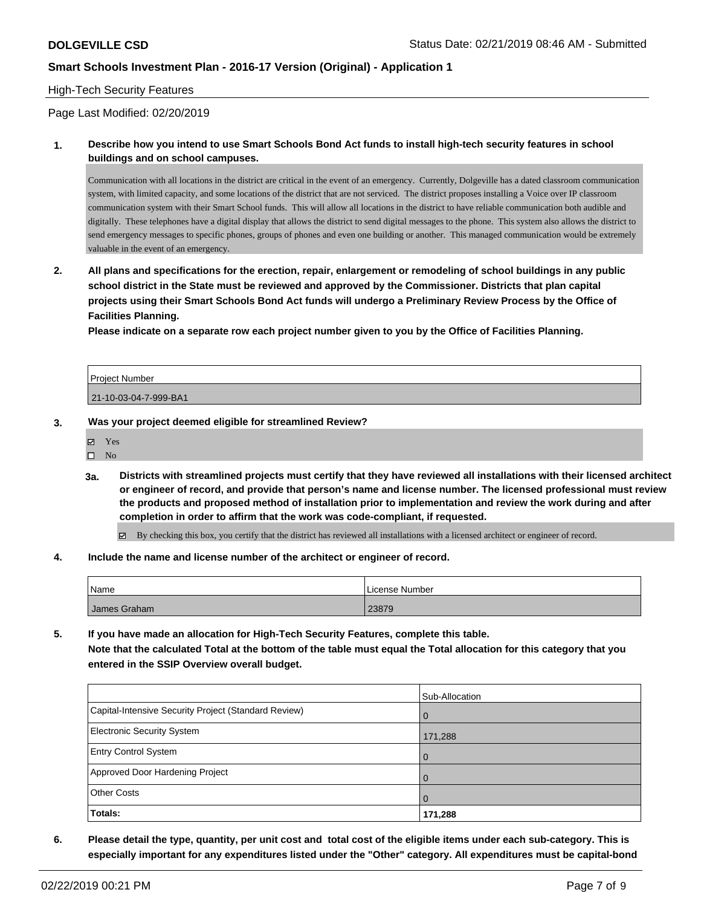## High-Tech Security Features

Page Last Modified: 02/20/2019

**1. Describe how you intend to use Smart Schools Bond Act funds to install high-tech security features in school buildings and on school campuses.**

Communication with all locations in the district are critical in the event of an emergency. Currently, Dolgeville has a dated classroom communication system, with limited capacity, and some locations of the district that are not serviced. The district proposes installing a Voice over IP classroom communication system with their Smart School funds. This will allow all locations in the district to have reliable communication both audible and digitally. These telephones have a digital display that allows the district to send digital messages to the phone. This system also allows the district to send emergency messages to specific phones, groups of phones and even one building or another. This managed communication would be extremely valuable in the event of an emergency.

**2. All plans and specifications for the erection, repair, enlargement or remodeling of school buildings in any public school district in the State must be reviewed and approved by the Commissioner. Districts that plan capital projects using their Smart Schools Bond Act funds will undergo a Preliminary Review Process by the Office of Facilities Planning.**

**Please indicate on a separate row each project number given to you by the Office of Facilities Planning.**

| Project Number |
| --- |
| 21-10-03-04-7-999-BA1 |

**3. Was your project deemed eligible for streamlined Review?**

- ☑ Yes
- ☐ No

**3a. Districts with streamlined projects must certify that they have reviewed all installations with their licensed architect or engineer of record, and provide that person's name and license number. The licensed professional must review the products and proposed method of installation prior to implementation and review the work during and after completion in order to affirm that the work was code-compliant, if requested.**

☑ By checking this box, you certify that the district has reviewed all installations with a licensed architect or engineer of record.

**4. Include the name and license number of the architect or engineer of record.**

| Name | License Number |
| --- | --- |
| James Graham | 23879 |

**5. If you have made an allocation for High-Tech Security Features, complete this table.**
**Note that the calculated Total at the bottom of the table must equal the Total allocation for this category that you entered in the SSIP Overview overall budget.**

| | Sub-Allocation |
| --- | --- |
| Capital-Intensive Security Project (Standard Review) | 0 |
| Electronic Security System | 171,288 |
| Entry Control System | 0 |
| Approved Door Hardening Project | 0 |
| Other Costs | 0 |
| **Totals:** | **171,288** |

**6. Please detail the type, quantity, per unit cost and total cost of the eligible items under each sub-category. This is especially important for any expenditures listed under the "Other" category. All expenditures must be capital-bond**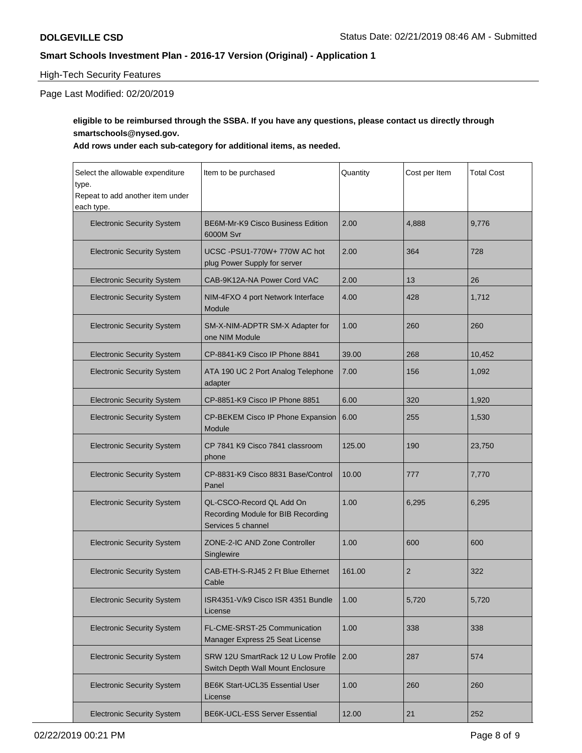High-Tech Security Features

Page Last Modified: 02/20/2019

**eligible to be reimbursed through the SSBA. If you have any questions, please contact us directly through smartschools@nysed.gov.**

**Add rows under each sub-category for additional items, as needed.**

| Select the allowable expenditure type. Repeat to add another item under each type. | Item to be purchased | Quantity | Cost per Item | Total Cost |
|---|---|---|---|---|
| Electronic Security System | BE6M-Mr-K9 Cisco Business Edition 6000M Svr | 2.00 | 4,888 | 9,776 |
| Electronic Security System | UCSC -PSU1-770W+ 770W AC hot plug Power Supply for server | 2.00 | 364 | 728 |
| Electronic Security System | CAB-9K12A-NA Power Cord VAC | 2.00 | 13 | 26 |
| Electronic Security System | NIM-4FXO 4 port Network Interface Module | 4.00 | 428 | 1,712 |
| Electronic Security System | SM-X-NIM-ADPTR SM-X Adapter for one NIM Module | 1.00 | 260 | 260 |
| Electronic Security System | CP-8841-K9 Cisco IP Phone 8841 | 39.00 | 268 | 10,452 |
| Electronic Security System | ATA 190 UC 2 Port Analog Telephone adapter | 7.00 | 156 | 1,092 |
| Electronic Security System | CP-8851-K9 Cisco IP Phone 8851 | 6.00 | 320 | 1,920 |
| Electronic Security System | CP-BEKEM Cisco IP Phone Expansion Module | 6.00 | 255 | 1,530 |
| Electronic Security System | CP 7841 K9 Cisco 7841 classroom phone | 125.00 | 190 | 23,750 |
| Electronic Security System | CP-8831-K9 Cisco 8831 Base/Control Panel | 10.00 | 777 | 7,770 |
| Electronic Security System | QL-CSCO-Record QL Add On Recording Module for BIB Recording Services 5 channel | 1.00 | 6,295 | 6,295 |
| Electronic Security System | ZONE-2-IC AND Zone Controller Singlewire | 1.00 | 600 | 600 |
| Electronic Security System | CAB-ETH-S-RJ45 2 Ft Blue Ethernet Cable | 161.00 | 2 | 322 |
| Electronic Security System | ISR4351-V/k9 Cisco ISR 4351 Bundle License | 1.00 | 5,720 | 5,720 |
| Electronic Security System | FL-CME-SRST-25 Communication Manager Express 25 Seat License | 1.00 | 338 | 338 |
| Electronic Security System | SRW 12U SmartRack 12 U Low Profile Switch Depth Wall Mount Enclosure | 2.00 | 287 | 574 |
| Electronic Security System | BE6K Start-UCL35 Essential User License | 1.00 | 260 | 260 |
| Electronic Security System | BE6K-UCL-ESS Server Essential | 12.00 | 21 | 252 |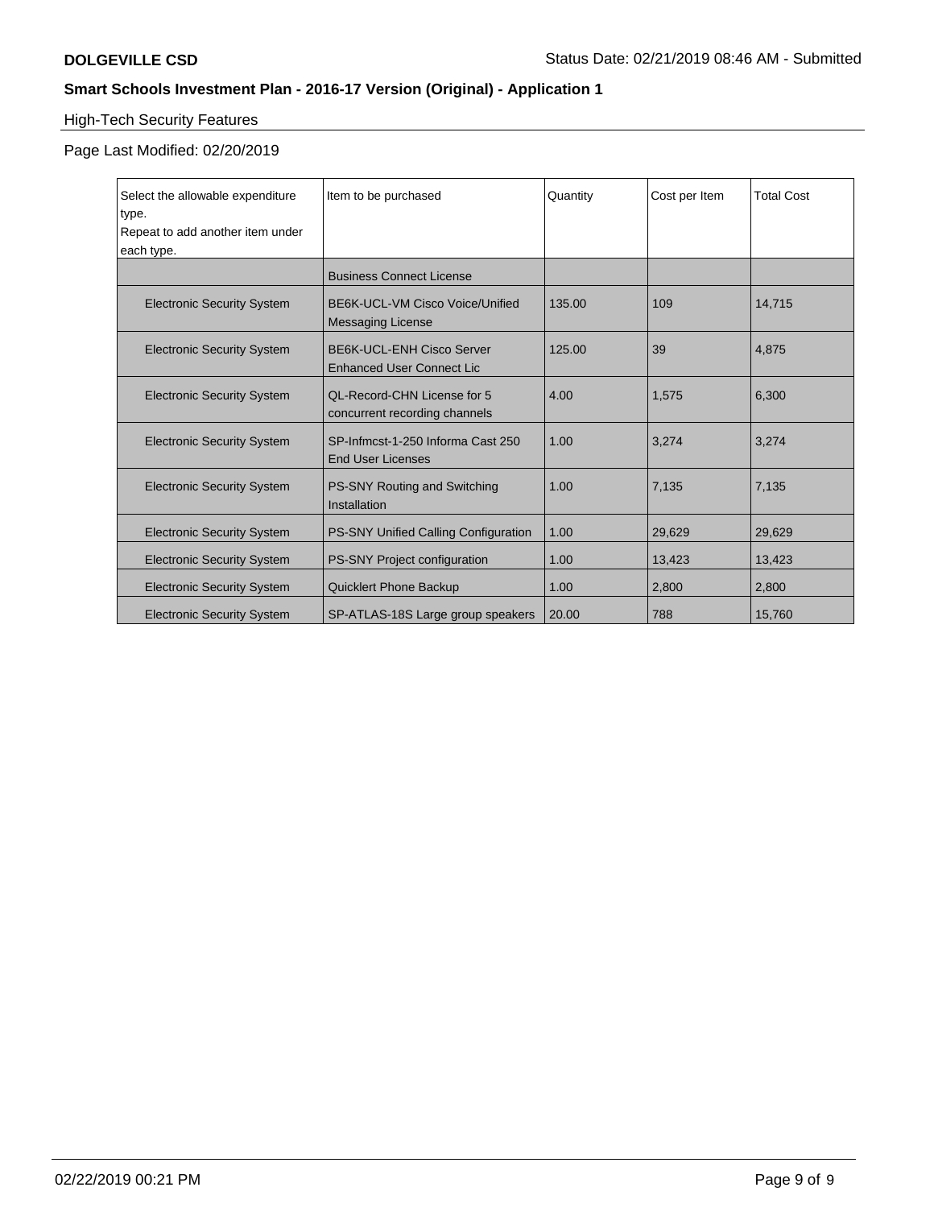**DOLGEVILLE CSD** Status Date: 02/21/2019 08:46 AM - Submitted

**Smart Schools Investment Plan - 2016-17 Version (Original) - Application 1**

High-Tech Security Features

Page Last Modified: 02/20/2019

| Select the allowable expenditure type. Repeat to add another item under each type. | Item to be purchased | Quantity | Cost per Item | Total Cost |
|---|---|---|---|---|
| | Business Connect License | | | |
| Electronic Security System | BE6K-UCL-VM Cisco Voice/Unified Messaging License | 135.00 | 109 | 14,715 |
| Electronic Security System | BE6K-UCL-ENH Cisco Server Enhanced User Connect Lic | 125.00 | 39 | 4,875 |
| Electronic Security System | QL-Record-CHN License for 5 concurrent recording channels | 4.00 | 1,575 | 6,300 |
| Electronic Security System | SP-Infmcst-1-250 Informa Cast 250 End User Licenses | 1.00 | 3,274 | 3,274 |
| Electronic Security System | PS-SNY Routing and Switching Installation | 1.00 | 7,135 | 7,135 |
| Electronic Security System | PS-SNY Unified Calling Configuration | 1.00 | 29,629 | 29,629 |
| Electronic Security System | PS-SNY Project configuration | 1.00 | 13,423 | 13,423 |
| Electronic Security System | Quicklert Phone Backup | 1.00 | 2,800 | 2,800 |
| Electronic Security System | SP-ATLAS-18S Large group speakers | 20.00 | 788 | 15,760 |